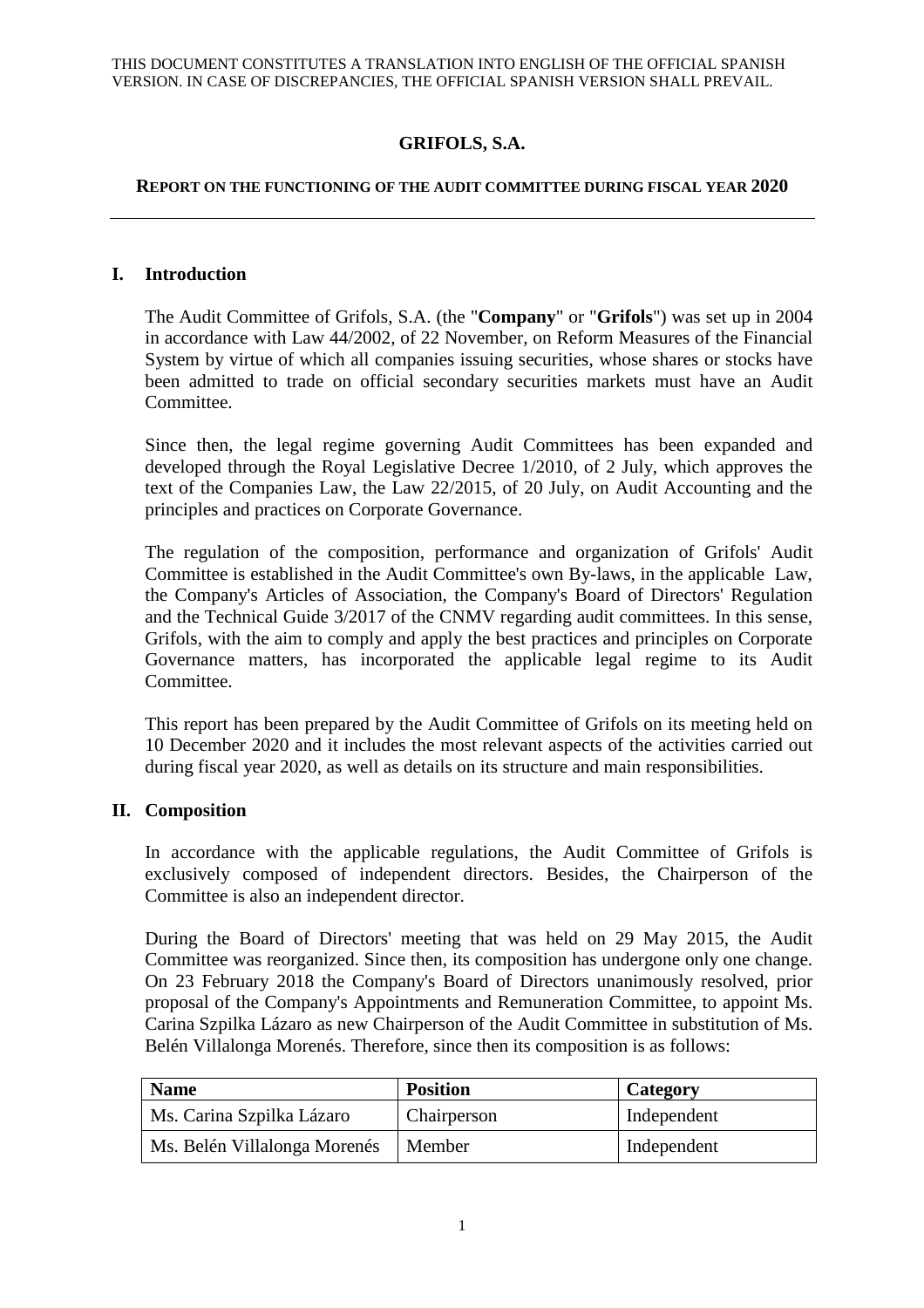THIS DOCUMENT CONSTITUTES A TRANSLATION INTO ENGLISH OF THE OFFICIAL SPANISH VERSION. IN CASE OF DISCREPANCIES, THE OFFICIAL SPANISH VERSION SHALL PREVAIL.

# GRIFOLS, S.A.

## REPORT ON THE FUNCTIONING OF THE AUDIT COMMITTEE DURING FISCAL YEAR 2020

---

## I. Introduction

The Audit Committee of Grifols, S.A. (the "**Company**" or "**Grifols**") was set up in 2004 in accordance with Law 44/2002, of 22 November, on Reform Measures of the Financial System by virtue of which all companies issuing securities, whose shares or stocks have been admitted to trade on official secondary securities markets must have an Audit Committee.

Since then, the legal regime governing Audit Committees has been expanded and developed through the Royal Legislative Decree 1/2010, of 2 July, which approves the text of the Companies Law, the Law 22/2015, of 20 July, on Audit Accounting and the principles and practices on Corporate Governance.

The regulation of the composition, performance and organization of Grifols' Audit Committee is established in the Audit Committee's own By-laws, in the applicable Law, the Company's Articles of Association, the Company's Board of Directors' Regulation and the Technical Guide 3/2017 of the CNMV regarding audit committees. In this sense, Grifols, with the aim to comply and apply the best practices and principles on Corporate Governance matters, has incorporated the applicable legal regime to its Audit Committee.

This report has been prepared by the Audit Committee of Grifols on its meeting held on 10 December 2020 and it includes the most relevant aspects of the activities carried out during fiscal year 2020, as well as details on its structure and main responsibilities.

## II. Composition

In accordance with the applicable regulations, the Audit Committee of Grifols is exclusively composed of independent directors. Besides, the Chairperson of the Committee is also an independent director.

During the Board of Directors' meeting that was held on 29 May 2015, the Audit Committee was reorganized. Since then, its composition has undergone only one change. On 23 February 2018 the Company's Board of Directors unanimously resolved, prior proposal of the Company's Appointments and Remuneration Committee, to appoint Ms. Carina Szpilka Lázaro as new Chairperson of the Audit Committee in substitution of Ms. Belén Villalonga Morenés. Therefore, since then its composition is as follows:

| Name | Position | Category |
|---|---|---|
| Ms. Carina Szpilka Lázaro | Chairperson | Independent |
| Ms. Belén Villalonga Morenés | Member | Independent |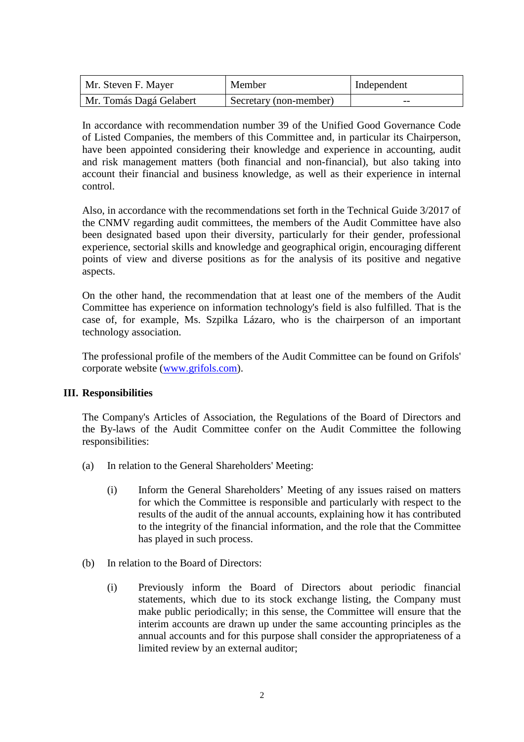| Mr. Steven F. Mayer | Member | Independent |
|---|---|---|
| Mr. Tomás Dagá Gelabert | Secretary (non-member) | -- |

In accordance with recommendation number 39 of the Unified Good Governance Code of Listed Companies, the members of this Committee and, in particular its Chairperson, have been appointed considering their knowledge and experience in accounting, audit and risk management matters (both financial and non-financial), but also taking into account their financial and business knowledge, as well as their experience in internal control.

Also, in accordance with the recommendations set forth in the Technical Guide 3/2017 of the CNMV regarding audit committees, the members of the Audit Committee have also been designated based upon their diversity, particularly for their gender, professional experience, sectorial skills and knowledge and geographical origin, encouraging different points of view and diverse positions as for the analysis of its positive and negative aspects.

On the other hand, the recommendation that at least one of the members of the Audit Committee has experience on information technology's field is also fulfilled. That is the case of, for example, Ms. Szpilka Lázaro, who is the chairperson of an important technology association.

The professional profile of the members of the Audit Committee can be found on Grifols' corporate website (www.grifols.com).

## III. Responsibilities

The Company's Articles of Association, the Regulations of the Board of Directors and the By-laws of the Audit Committee confer on the Audit Committee the following responsibilities:

(a) In relation to the General Shareholders' Meeting:

(i) Inform the General Shareholders' Meeting of any issues raised on matters for which the Committee is responsible and particularly with respect to the results of the audit of the annual accounts, explaining how it has contributed to the integrity of the financial information, and the role that the Committee has played in such process.

(b) In relation to the Board of Directors:

(i) Previously inform the Board of Directors about periodic financial statements, which due to its stock exchange listing, the Company must make public periodically; in this sense, the Committee will ensure that the interim accounts are drawn up under the same accounting principles as the annual accounts and for this purpose shall consider the appropriateness of a limited review by an external auditor;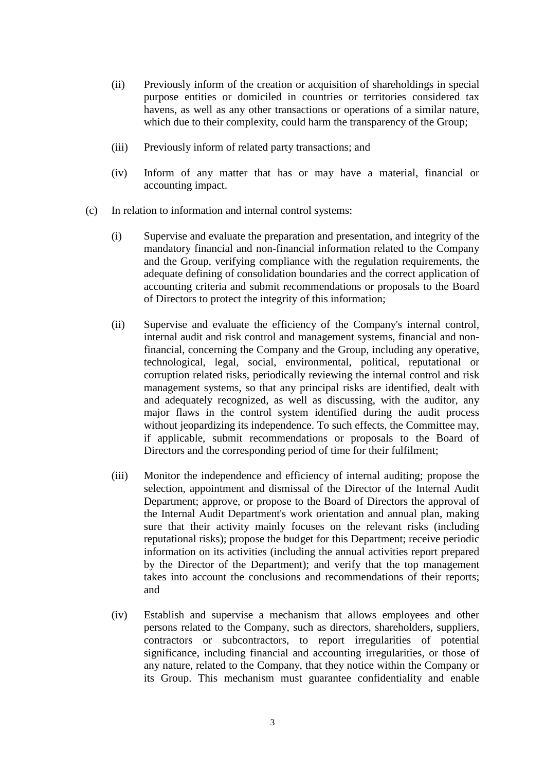(ii) Previously inform of the creation or acquisition of shareholdings in special purpose entities or domiciled in countries or territories considered tax havens, as well as any other transactions or operations of a similar nature, which due to their complexity, could harm the transparency of the Group;

(iii) Previously inform of related party transactions; and

(iv) Inform of any matter that has or may have a material, financial or accounting impact.

(c) In relation to information and internal control systems:

(i) Supervise and evaluate the preparation and presentation, and integrity of the mandatory financial and non-financial information related to the Company and the Group, verifying compliance with the regulation requirements, the adequate defining of consolidation boundaries and the correct application of accounting criteria and submit recommendations or proposals to the Board of Directors to protect the integrity of this information;

(ii) Supervise and evaluate the efficiency of the Company's internal control, internal audit and risk control and management systems, financial and non-financial, concerning the Company and the Group, including any operative, technological, legal, social, environmental, political, reputational or corruption related risks, periodically reviewing the internal control and risk management systems, so that any principal risks are identified, dealt with and adequately recognized, as well as discussing, with the auditor, any major flaws in the control system identified during the audit process without jeopardizing its independence. To such effects, the Committee may, if applicable, submit recommendations or proposals to the Board of Directors and the corresponding period of time for their fulfilment;

(iii) Monitor the independence and efficiency of internal auditing; propose the selection, appointment and dismissal of the Director of the Internal Audit Department; approve, or propose to the Board of Directors the approval of the Internal Audit Department's work orientation and annual plan, making sure that their activity mainly focuses on the relevant risks (including reputational risks); propose the budget for this Department; receive periodic information on its activities (including the annual activities report prepared by the Director of the Department); and verify that the top management takes into account the conclusions and recommendations of their reports; and

(iv) Establish and supervise a mechanism that allows employees and other persons related to the Company, such as directors, shareholders, suppliers, contractors or subcontractors, to report irregularities of potential significance, including financial and accounting irregularities, or those of any nature, related to the Company, that they notice within the Company or its Group. This mechanism must guarantee confidentiality and enable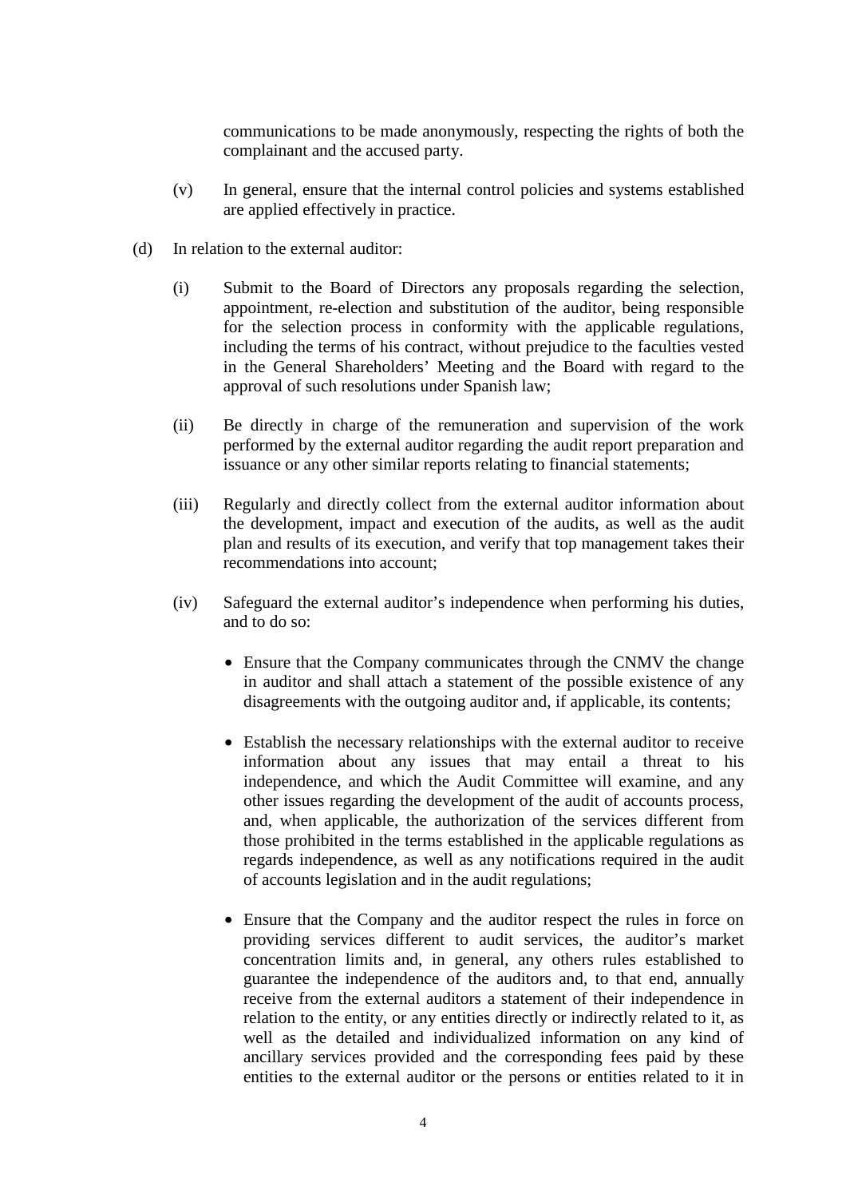communications to be made anonymously, respecting the rights of both the complainant and the accused party.

(v) In general, ensure that the internal control policies and systems established are applied effectively in practice.

(d) In relation to the external auditor:

(i) Submit to the Board of Directors any proposals regarding the selection, appointment, re-election and substitution of the auditor, being responsible for the selection process in conformity with the applicable regulations, including the terms of his contract, without prejudice to the faculties vested in the General Shareholders' Meeting and the Board with regard to the approval of such resolutions under Spanish law;

(ii) Be directly in charge of the remuneration and supervision of the work performed by the external auditor regarding the audit report preparation and issuance or any other similar reports relating to financial statements;

(iii) Regularly and directly collect from the external auditor information about the development, impact and execution of the audits, as well as the audit plan and results of its execution, and verify that top management takes their recommendations into account;

(iv) Safeguard the external auditor's independence when performing his duties, and to do so:

- Ensure that the Company communicates through the CNMV the change in auditor and shall attach a statement of the possible existence of any disagreements with the outgoing auditor and, if applicable, its contents;

- Establish the necessary relationships with the external auditor to receive information about any issues that may entail a threat to his independence, and which the Audit Committee will examine, and any other issues regarding the development of the audit of accounts process, and, when applicable, the authorization of the services different from those prohibited in the terms established in the applicable regulations as regards independence, as well as any notifications required in the audit of accounts legislation and in the audit regulations;

- Ensure that the Company and the auditor respect the rules in force on providing services different to audit services, the auditor's market concentration limits and, in general, any others rules established to guarantee the independence of the auditors and, to that end, annually receive from the external auditors a statement of their independence in relation to the entity, or any entities directly or indirectly related to it, as well as the detailed and individualized information on any kind of ancillary services provided and the corresponding fees paid by these entities to the external auditor or the persons or entities related to it in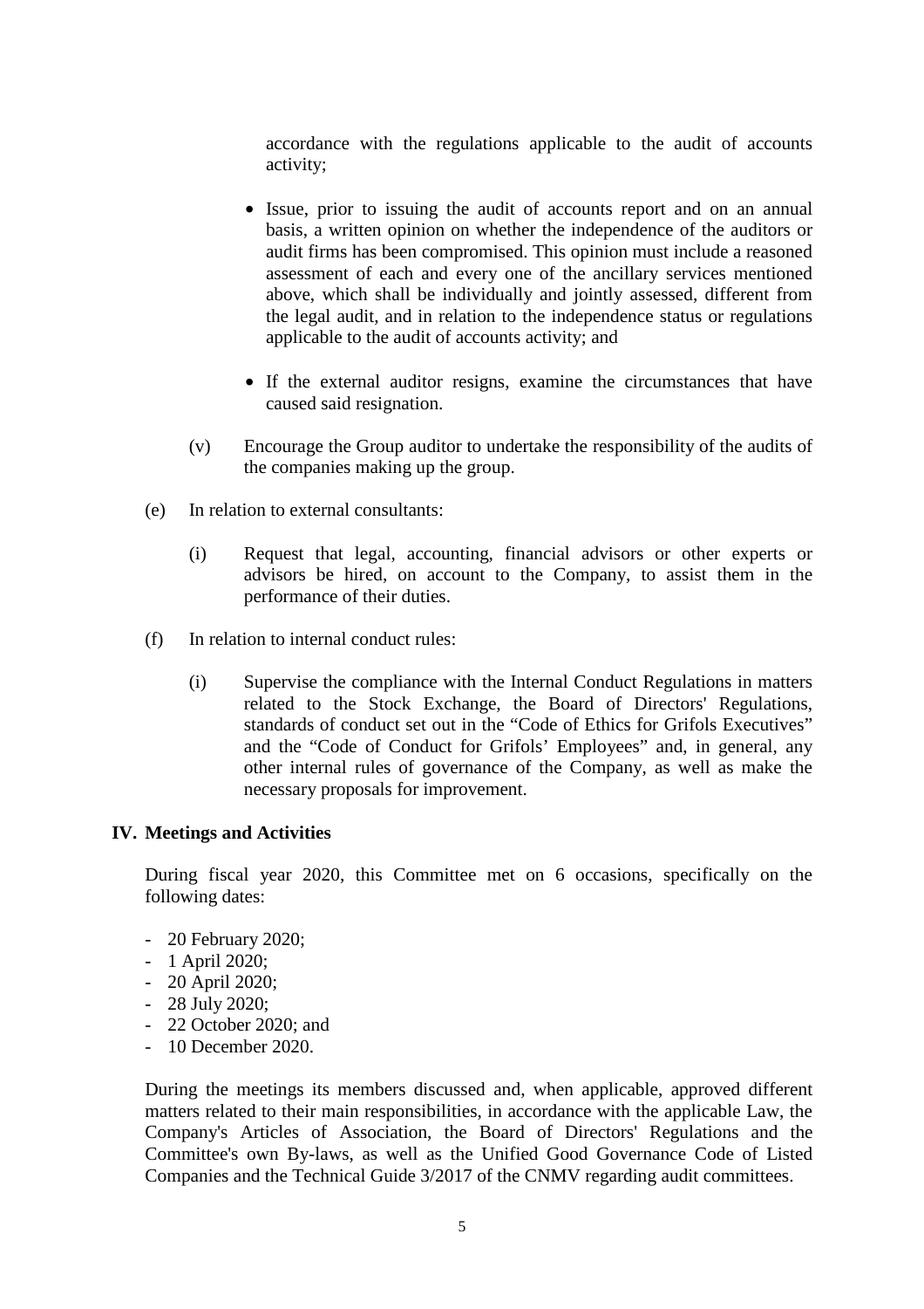accordance with the regulations applicable to the audit of accounts activity;

- Issue, prior to issuing the audit of accounts report and on an annual basis, a written opinion on whether the independence of the auditors or audit firms has been compromised. This opinion must include a reasoned assessment of each and every one of the ancillary services mentioned above, which shall be individually and jointly assessed, different from the legal audit, and in relation to the independence status or regulations applicable to the audit of accounts activity; and

- If the external auditor resigns, examine the circumstances that have caused said resignation.

(v) Encourage the Group auditor to undertake the responsibility of the audits of the companies making up the group.

(e) In relation to external consultants:

(i) Request that legal, accounting, financial advisors or other experts or advisors be hired, on account to the Company, to assist them in the performance of their duties.

(f) In relation to internal conduct rules:

(i) Supervise the compliance with the Internal Conduct Regulations in matters related to the Stock Exchange, the Board of Directors' Regulations, standards of conduct set out in the "Code of Ethics for Grifols Executives" and the "Code of Conduct for Grifols' Employees" and, in general, any other internal rules of governance of the Company, as well as make the necessary proposals for improvement.

## IV. Meetings and Activities

During fiscal year 2020, this Committee met on 6 occasions, specifically on the following dates:

- 20 February 2020;
- 1 April 2020;
- 20 April 2020;
- 28 July 2020;
- 22 October 2020; and
- 10 December 2020.

During the meetings its members discussed and, when applicable, approved different matters related to their main responsibilities, in accordance with the applicable Law, the Company's Articles of Association, the Board of Directors' Regulations and the Committee's own By-laws, as well as the Unified Good Governance Code of Listed Companies and the Technical Guide 3/2017 of the CNMV regarding audit committees.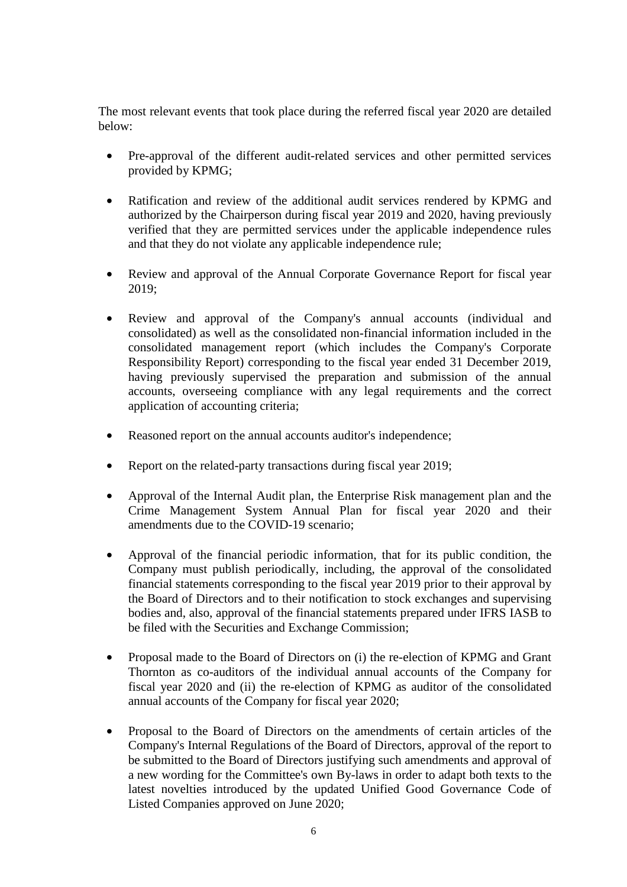The most relevant events that took place during the referred fiscal year 2020 are detailed below:

- Pre-approval of the different audit-related services and other permitted services provided by KPMG;

- Ratification and review of the additional audit services rendered by KPMG and authorized by the Chairperson during fiscal year 2019 and 2020, having previously verified that they are permitted services under the applicable independence rules and that they do not violate any applicable independence rule;

- Review and approval of the Annual Corporate Governance Report for fiscal year 2019;

- Review and approval of the Company's annual accounts (individual and consolidated) as well as the consolidated non-financial information included in the consolidated management report (which includes the Company's Corporate Responsibility Report) corresponding to the fiscal year ended 31 December 2019, having previously supervised the preparation and submission of the annual accounts, overseeing compliance with any legal requirements and the correct application of accounting criteria;

- Reasoned report on the annual accounts auditor's independence;

- Report on the related-party transactions during fiscal year 2019;

- Approval of the Internal Audit plan, the Enterprise Risk management plan and the Crime Management System Annual Plan for fiscal year 2020 and their amendments due to the COVID-19 scenario;

- Approval of the financial periodic information, that for its public condition, the Company must publish periodically, including, the approval of the consolidated financial statements corresponding to the fiscal year 2019 prior to their approval by the Board of Directors and to their notification to stock exchanges and supervising bodies and, also, approval of the financial statements prepared under IFRS IASB to be filed with the Securities and Exchange Commission;

- Proposal made to the Board of Directors on (i) the re-election of KPMG and Grant Thornton as co-auditors of the individual annual accounts of the Company for fiscal year 2020 and (ii) the re-election of KPMG as auditor of the consolidated annual accounts of the Company for fiscal year 2020;

- Proposal to the Board of Directors on the amendments of certain articles of the Company's Internal Regulations of the Board of Directors, approval of the report to be submitted to the Board of Directors justifying such amendments and approval of a new wording for the Committee's own By-laws in order to adapt both texts to the latest novelties introduced by the updated Unified Good Governance Code of Listed Companies approved on June 2020;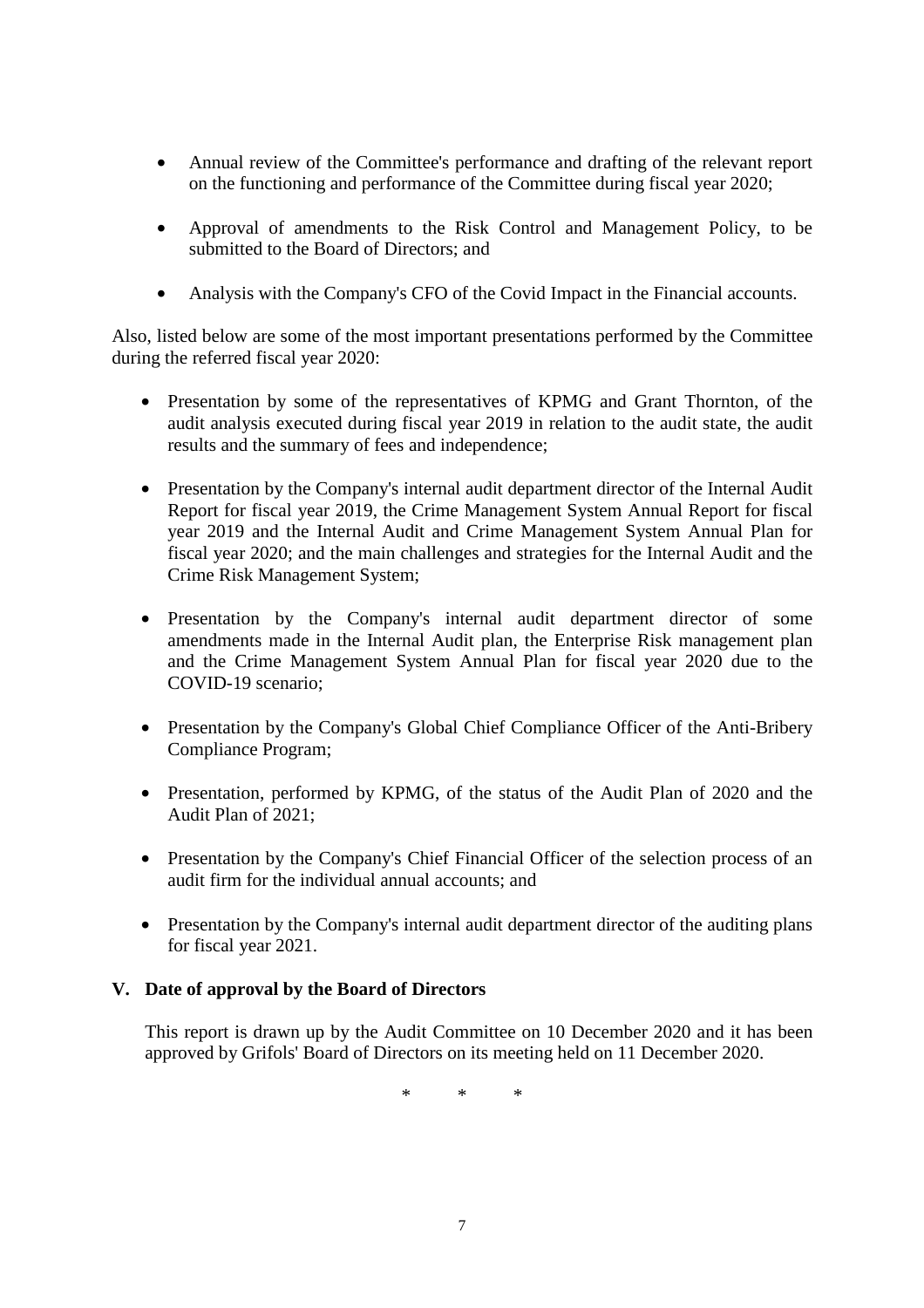- Annual review of the Committee's performance and drafting of the relevant report on the functioning and performance of the Committee during fiscal year 2020;
- Approval of amendments to the Risk Control and Management Policy, to be submitted to the Board of Directors; and
- Analysis with the Company's CFO of the Covid Impact in the Financial accounts.

Also, listed below are some of the most important presentations performed by the Committee during the referred fiscal year 2020:

- Presentation by some of the representatives of KPMG and Grant Thornton, of the audit analysis executed during fiscal year 2019 in relation to the audit state, the audit results and the summary of fees and independence;
- Presentation by the Company's internal audit department director of the Internal Audit Report for fiscal year 2019, the Crime Management System Annual Report for fiscal year 2019 and the Internal Audit and Crime Management System Annual Plan for fiscal year 2020; and the main challenges and strategies for the Internal Audit and the Crime Risk Management System;
- Presentation by the Company's internal audit department director of some amendments made in the Internal Audit plan, the Enterprise Risk management plan and the Crime Management System Annual Plan for fiscal year 2020 due to the COVID-19 scenario;
- Presentation by the Company's Global Chief Compliance Officer of the Anti-Bribery Compliance Program;
- Presentation, performed by KPMG, of the status of the Audit Plan of 2020 and the Audit Plan of 2021;
- Presentation by the Company's Chief Financial Officer of the selection process of an audit firm for the individual annual accounts; and
- Presentation by the Company's internal audit department director of the auditing plans for fiscal year 2021.

## V. Date of approval by the Board of Directors

This report is drawn up by the Audit Committee on 10 December 2020 and it has been approved by Grifols' Board of Directors on its meeting held on 11 December 2020.

\* \* \*